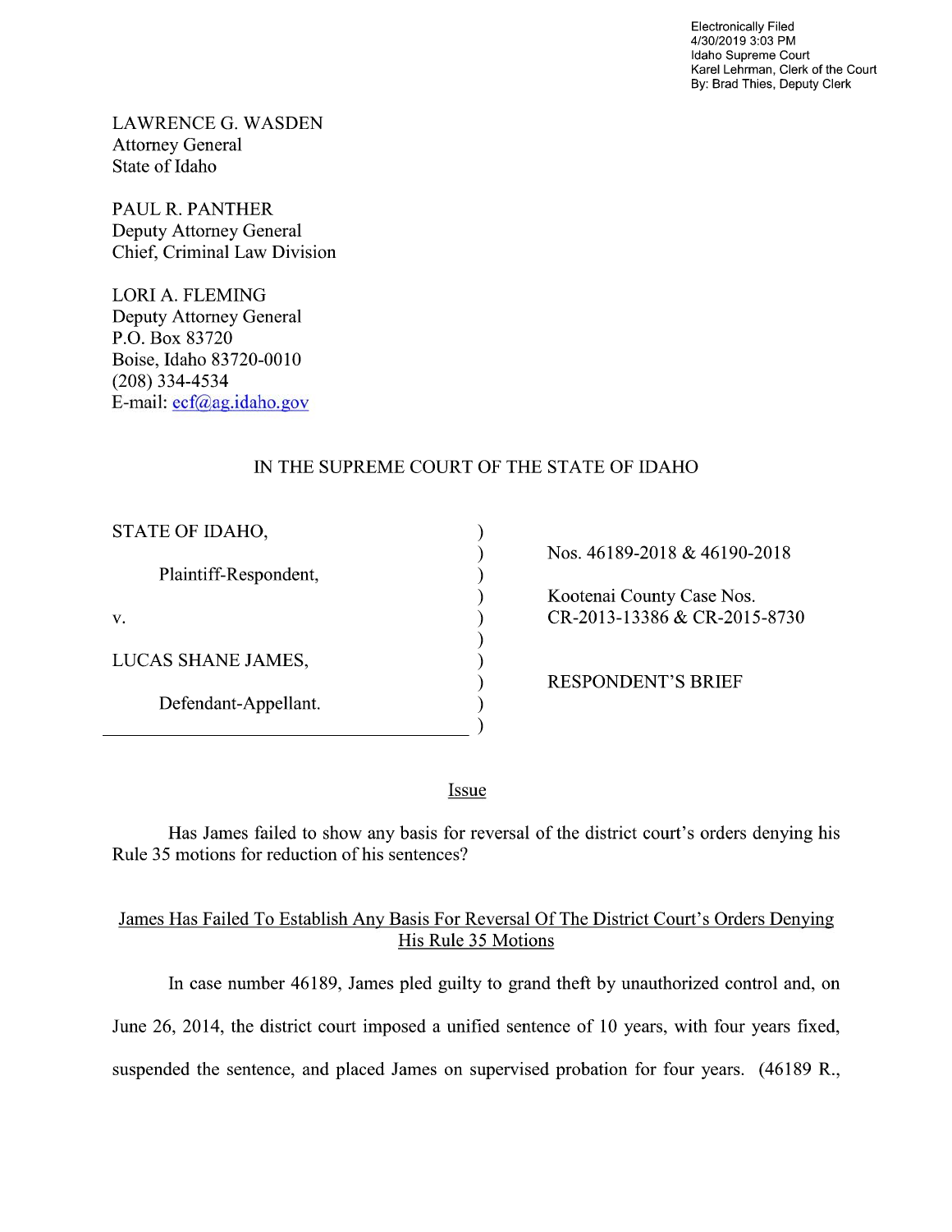Electronically Filed
4/30/2019 3:03 PM
Idaho Supreme Court
Karel Lehrman, Clerk of the Court
By: Brad Thies, Deputy Clerk

LAWRENCE G. WASDEN
Attorney General
State of Idaho

PAUL R. PANTHER
Deputy Attorney General
Chief, Criminal Law Division

LORI A. FLEMING
Deputy Attorney General
P.O. Box 83720
Boise, Idaho 83720-0010
(208) 334-4534
E-mail: ecf@ag.idaho.gov

IN THE SUPREME COURT OF THE STATE OF IDAHO

| | |
|---|---|
| STATE OF IDAHO, | Nos. 46189-2018 & 46190-2018 |
| Plaintiff-Respondent, | Kootenai County Case Nos. CR-2013-13386 & CR-2015-8730 |
| v. | |
| LUCAS SHANE JAMES, | RESPONDENT'S BRIEF |
| Defendant-Appellant. | |

## Issue

Has James failed to show any basis for reversal of the district court's orders denying his Rule 35 motions for reduction of his sentences?

## James Has Failed To Establish Any Basis For Reversal Of The District Court's Orders Denying His Rule 35 Motions

In case number 46189, James pled guilty to grand theft by unauthorized control and, on June 26, 2014, the district court imposed a unified sentence of 10 years, with four years fixed, suspended the sentence, and placed James on supervised probation for four years. (46189 R.,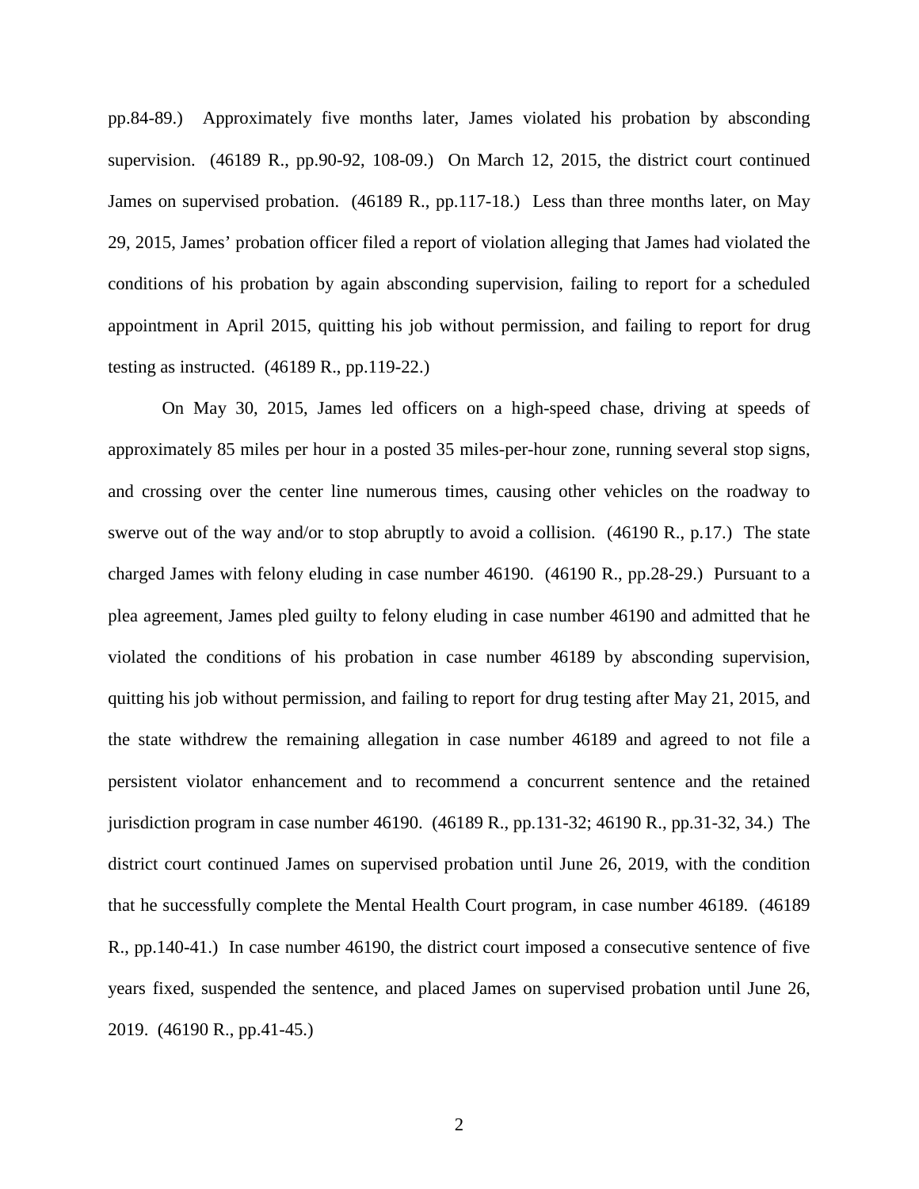pp.84-89.) Approximately five months later, James violated his probation by absconding supervision. (46189 R., pp.90-92, 108-09.) On March 12, 2015, the district court continued James on supervised probation. (46189 R., pp.117-18.) Less than three months later, on May 29, 2015, James' probation officer filed a report of violation alleging that James had violated the conditions of his probation by again absconding supervision, failing to report for a scheduled appointment in April 2015, quitting his job without permission, and failing to report for drug testing as instructed. (46189 R., pp.119-22.)

On May 30, 2015, James led officers on a high-speed chase, driving at speeds of approximately 85 miles per hour in a posted 35 miles-per-hour zone, running several stop signs, and crossing over the center line numerous times, causing other vehicles on the roadway to swerve out of the way and/or to stop abruptly to avoid a collision. (46190 R., p.17.) The state charged James with felony eluding in case number 46190. (46190 R., pp.28-29.) Pursuant to a plea agreement, James pled guilty to felony eluding in case number 46190 and admitted that he violated the conditions of his probation in case number 46189 by absconding supervision, quitting his job without permission, and failing to report for drug testing after May 21, 2015, and the state withdrew the remaining allegation in case number 46189 and agreed to not file a persistent violator enhancement and to recommend a concurrent sentence and the retained jurisdiction program in case number 46190. (46189 R., pp.131-32; 46190 R., pp.31-32, 34.) The district court continued James on supervised probation until June 26, 2019, with the condition that he successfully complete the Mental Health Court program, in case number 46189. (46189 R., pp.140-41.) In case number 46190, the district court imposed a consecutive sentence of five years fixed, suspended the sentence, and placed James on supervised probation until June 26, 2019. (46190 R., pp.41-45.)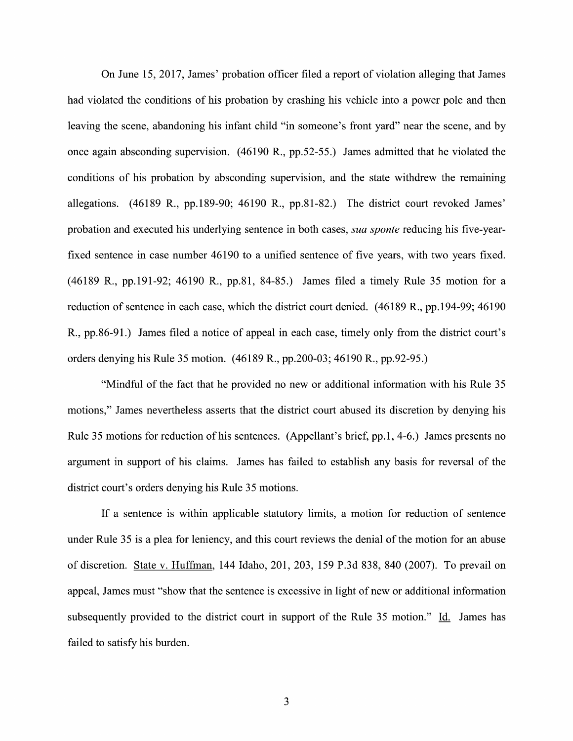On June 15, 2017, James' probation officer filed a report of violation alleging that James had violated the conditions of his probation by crashing his vehicle into a power pole and then leaving the scene, abandoning his infant child "in someone's front yard" near the scene, and by once again absconding supervision. (46190 R., pp.52-55.) James admitted that he violated the conditions of his probation by absconding supervision, and the state withdrew the remaining allegations. (46189 R., pp.189-90; 46190 R., pp.81-82.) The district court revoked James' probation and executed his underlying sentence in both cases, *sua sponte* reducing his five-year-fixed sentence in case number 46190 to a unified sentence of five years, with two years fixed. (46189 R., pp.191-92; 46190 R., pp.81, 84-85.) James filed a timely Rule 35 motion for a reduction of sentence in each case, which the district court denied. (46189 R., pp.194-99; 46190 R., pp.86-91.) James filed a notice of appeal in each case, timely only from the district court's orders denying his Rule 35 motion. (46189 R., pp.200-03; 46190 R., pp.92-95.)

"Mindful of the fact that he provided no new or additional information with his Rule 35 motions," James nevertheless asserts that the district court abused its discretion by denying his Rule 35 motions for reduction of his sentences. (Appellant's brief, pp.1, 4-6.) James presents no argument in support of his claims. James has failed to establish any basis for reversal of the district court's orders denying his Rule 35 motions.

If a sentence is within applicable statutory limits, a motion for reduction of sentence under Rule 35 is a plea for leniency, and this court reviews the denial of the motion for an abuse of discretion. State v. Huffman, 144 Idaho, 201, 203, 159 P.3d 838, 840 (2007). To prevail on appeal, James must "show that the sentence is excessive in light of new or additional information subsequently provided to the district court in support of the Rule 35 motion." Id. James has failed to satisfy his burden.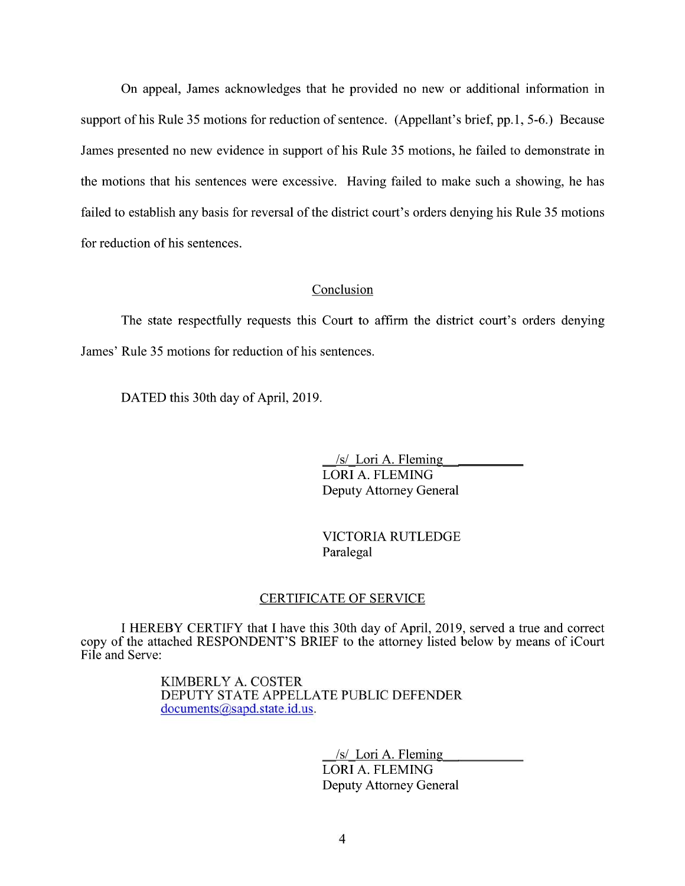On appeal, James acknowledges that he provided no new or additional information in support of his Rule 35 motions for reduction of sentence. (Appellant's brief, pp.1, 5-6.) Because James presented no new evidence in support of his Rule 35 motions, he failed to demonstrate in the motions that his sentences were excessive. Having failed to make such a showing, he has failed to establish any basis for reversal of the district court's orders denying his Rule 35 motions for reduction of his sentences.

## Conclusion

The state respectfully requests this Court to affirm the district court's orders denying James' Rule 35 motions for reduction of his sentences.

DATED this 30th day of April, 2019.

/s/ Lori A. Fleming
LORI A. FLEMING
Deputy Attorney General

VICTORIA RUTLEDGE
Paralegal

## CERTIFICATE OF SERVICE

I HEREBY CERTIFY that I have this 30th day of April, 2019, served a true and correct copy of the attached RESPONDENT'S BRIEF to the attorney listed below by means of iCourt File and Serve:

KIMBERLY A. COSTER
DEPUTY STATE APPELLATE PUBLIC DEFENDER
documents@sapd.state.id.us.

/s/ Lori A. Fleming
LORI A. FLEMING
Deputy Attorney General